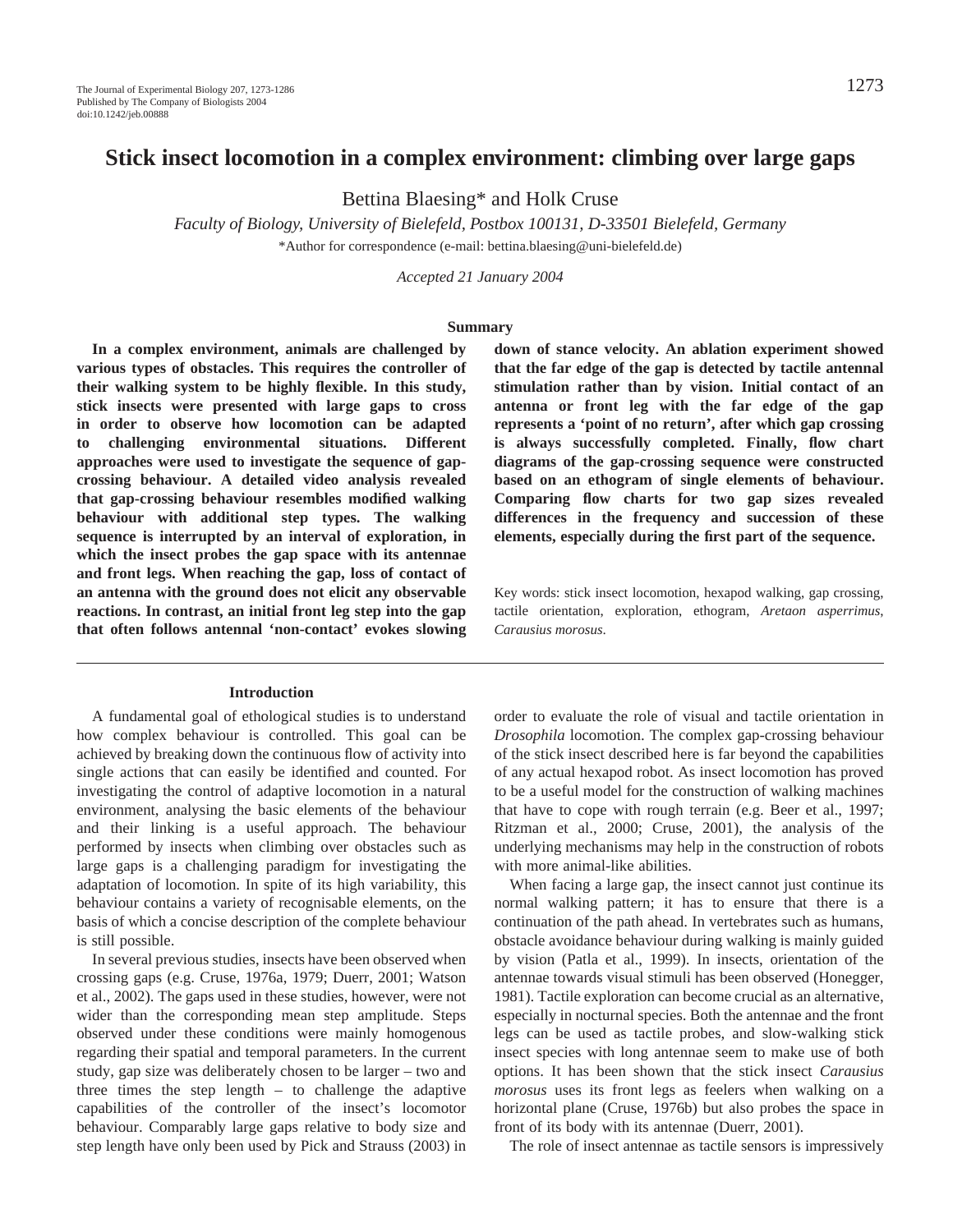# Stick insect locomotion in a complex environment: climbing over large gaps

Bettina Blaesing* and Holk Cruse

*Faculty of Biology, University of Bielefeld, Postbox 100131, D-33501 Bielefeld, Germany*

*Author for correspondence (e-mail: bettina.blaesing@uni-bielefeld.de)

*Accepted 21 January 2004*

## Summary

**In a complex environment, animals are challenged by various types of obstacles. This requires the controller of their walking system to be highly flexible. In this study, stick insects were presented with large gaps to cross in order to observe how locomotion can be adapted to challenging environmental situations. Different approaches were used to investigate the sequence of gap-crossing behaviour. A detailed video analysis revealed that gap-crossing behaviour resembles modified walking behaviour with additional step types. The walking sequence is interrupted by an interval of exploration, in which the insect probes the gap space with its antennae and front legs. When reaching the gap, loss of contact of an antenna with the ground does not elicit any observable reactions. In contrast, an initial front leg step into the gap that often follows antennal 'non-contact' evokes slowing down of stance velocity. An ablation experiment showed that the far edge of the gap is detected by tactile antennal stimulation rather than by vision. Initial contact of an antenna or front leg with the far edge of the gap represents a 'point of no return', after which gap crossing is always successfully completed. Finally, flow chart diagrams of the gap-crossing sequence were constructed based on an ethogram of single elements of behaviour. Comparing flow charts for two gap sizes revealed differences in the frequency and succession of these elements, especially during the first part of the sequence.**

Key words: stick insect locomotion, hexapod walking, gap crossing, tactile orientation, exploration, ethogram, *Aretaon asperrimus*, *Carausius morosus*.

## Introduction

A fundamental goal of ethological studies is to understand how complex behaviour is controlled. This goal can be achieved by breaking down the continuous flow of activity into single actions that can easily be identified and counted. For investigating the control of adaptive locomotion in a natural environment, analysing the basic elements of the behaviour and their linking is a useful approach. The behaviour performed by insects when climbing over obstacles such as large gaps is a challenging paradigm for investigating the adaptation of locomotion. In spite of its high variability, this behaviour contains a variety of recognisable elements, on the basis of which a concise description of the complete behaviour is still possible.

In several previous studies, insects have been observed when crossing gaps (e.g. Cruse, 1976a, 1979; Duerr, 2001; Watson et al., 2002). The gaps used in these studies, however, were not wider than the corresponding mean step amplitude. Steps observed under these conditions were mainly homogenous regarding their spatial and temporal parameters. In the current study, gap size was deliberately chosen to be larger – two and three times the step length – to challenge the adaptive capabilities of the controller of the insect's locomotor behaviour. Comparably large gaps relative to body size and step length have only been used by Pick and Strauss (2003) in order to evaluate the role of visual and tactile orientation in *Drosophila* locomotion. The complex gap-crossing behaviour of the stick insect described here is far beyond the capabilities of any actual hexapod robot. As insect locomotion has proved to be a useful model for the construction of walking machines that have to cope with rough terrain (e.g. Beer et al., 1997; Ritzman et al., 2000; Cruse, 2001), the analysis of the underlying mechanisms may help in the construction of robots with more animal-like abilities.

When facing a large gap, the insect cannot just continue its normal walking pattern; it has to ensure that there is a continuation of the path ahead. In vertebrates such as humans, obstacle avoidance behaviour during walking is mainly guided by vision (Patla et al., 1999). In insects, orientation of the antennae towards visual stimuli has been observed (Honegger, 1981). Tactile exploration can become crucial as an alternative, especially in nocturnal species. Both the antennae and the front legs can be used as tactile probes, and slow-walking stick insect species with long antennae seem to make use of both options. It has been shown that the stick insect *Carausius morosus* uses its front legs as feelers when walking on a horizontal plane (Cruse, 1976b) but also probes the space in front of its body with its antennae (Duerr, 2001).

The role of insect antennae as tactile sensors is impressively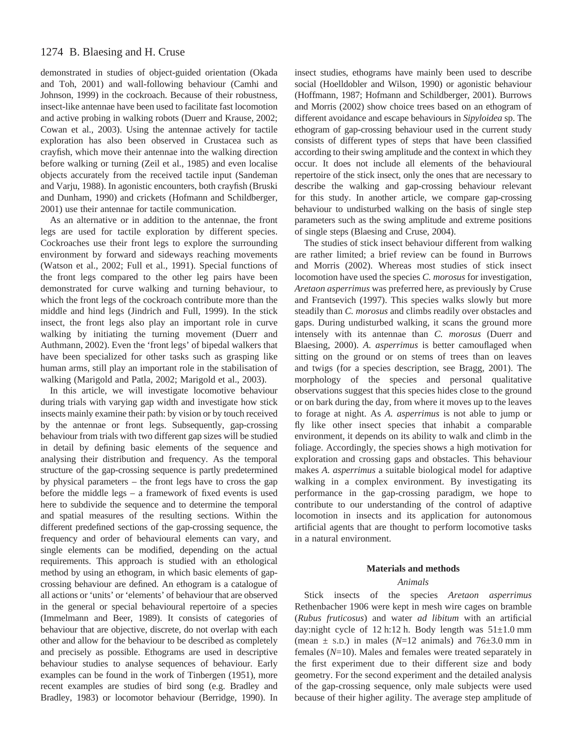demonstrated in studies of object-guided orientation (Okada and Toh, 2001) and wall-following behaviour (Camhi and Johnson, 1999) in the cockroach. Because of their robustness, insect-like antennae have been used to facilitate fast locomotion and active probing in walking robots (Duerr and Krause, 2002; Cowan et al., 2003). Using the antennae actively for tactile exploration has also been observed in Crustacea such as crayfish, which move their antennae into the walking direction before walking or turning (Zeil et al., 1985) and even localise objects accurately from the received tactile input (Sandeman and Varju, 1988). In agonistic encounters, both crayfish (Bruski and Dunham, 1990) and crickets (Hofmann and Schildberger, 2001) use their antennae for tactile communication.

As an alternative or in addition to the antennae, the front legs are used for tactile exploration by different species. Cockroaches use their front legs to explore the surrounding environment by forward and sideways reaching movements (Watson et al., 2002; Full et al., 1991). Special functions of the front legs compared to the other leg pairs have been demonstrated for curve walking and turning behaviour, to which the front legs of the cockroach contribute more than the middle and hind legs (Jindrich and Full, 1999). In the stick insect, the front legs also play an important role in curve walking by initiating the turning movement (Duerr and Authmann, 2002). Even the 'front legs' of bipedal walkers that have been specialized for other tasks such as grasping like human arms, still play an important role in the stabilisation of walking (Marigold and Patla, 2002; Marigold et al., 2003).

In this article, we will investigate locomotive behaviour during trials with varying gap width and investigate how stick insects mainly examine their path: by vision or by touch received by the antennae or front legs. Subsequently, gap-crossing behaviour from trials with two different gap sizes will be studied in detail by defining basic elements of the sequence and analysing their distribution and frequency. As the temporal structure of the gap-crossing sequence is partly predetermined by physical parameters – the front legs have to cross the gap before the middle legs – a framework of fixed events is used here to subdivide the sequence and to determine the temporal and spatial measures of the resulting sections. Within the different predefined sections of the gap-crossing sequence, the frequency and order of behavioural elements can vary, and single elements can be modified, depending on the actual requirements. This approach is studied with an ethological method by using an ethogram, in which basic elements of gap-crossing behaviour are defined. An ethogram is a catalogue of all actions or 'units' or 'elements' of behaviour that are observed in the general or special behavioural repertoire of a species (Immelmann and Beer, 1989). It consists of categories of behaviour that are objective, discrete, do not overlap with each other and allow for the behaviour to be described as completely and precisely as possible. Ethograms are used in descriptive behaviour studies to analyse sequences of behaviour. Early examples can be found in the work of Tinbergen (1951), more recent examples are studies of bird song (e.g. Bradley and Bradley, 1983) or locomotor behaviour (Berridge, 1990). In insect studies, ethograms have mainly been used to describe social (Hoelldobler and Wilson, 1990) or agonistic behaviour (Hoffmann, 1987; Hofmann and Schildberger, 2001). Burrows and Morris (2002) show choice trees based on an ethogram of different avoidance and escape behaviours in *Sipyloidea* sp. The ethogram of gap-crossing behaviour used in the current study consists of different types of steps that have been classified according to their swing amplitude and the context in which they occur. It does not include all elements of the behavioural repertoire of the stick insect, only the ones that are necessary to describe the walking and gap-crossing behaviour relevant for this study. In another article, we compare gap-crossing behaviour to undisturbed walking on the basis of single step parameters such as the swing amplitude and extreme positions of single steps (Blaesing and Cruse, 2004).

The studies of stick insect behaviour different from walking are rather limited; a brief review can be found in Burrows and Morris (2002). Whereas most studies of stick insect locomotion have used the species *C. morosus* for investigation, *Aretaon asperrimus* was preferred here, as previously by Cruse and Frantsevich (1997). This species walks slowly but more steadily than *C. morosus* and climbs readily over obstacles and gaps. During undisturbed walking, it scans the ground more intensely with its antennae than *C. morosus* (Duerr and Blaesing, 2000). *A. asperrimus* is better camouflaged when sitting on the ground or on stems of trees than on leaves and twigs (for a species description, see Bragg, 2001). The morphology of the species and personal qualitative observations suggest that this species hides close to the ground or on bark during the day, from where it moves up to the leaves to forage at night. As *A. asperrimus* is not able to jump or fly like other insect species that inhabit a comparable environment, it depends on its ability to walk and climb in the foliage. Accordingly, the species shows a high motivation for exploration and crossing gaps and obstacles. This behaviour makes *A. asperrimus* a suitable biological model for adaptive walking in a complex environment. By investigating its performance in the gap-crossing paradigm, we hope to contribute to our understanding of the control of adaptive locomotion in insects and its application for autonomous artificial agents that are thought to perform locomotive tasks in a natural environment.

## Materials and methods

### *Animals*

Stick insects of the species *Aretaon asperrimus* Rethenbacher 1906 were kept in mesh wire cages on bramble (*Rubus fruticosus*) and water *ad libitum* with an artificial day:night cycle of 12 h:12 h. Body length was 51±1.0 mm (mean ± S.D.) in males (*N*=12 animals) and 76±3.0 mm in females (*N*=10). Males and females were treated separately in the first experiment due to their different size and body geometry. For the second experiment and the detailed analysis of the gap-crossing sequence, only male subjects were used because of their higher agility. The average step amplitude of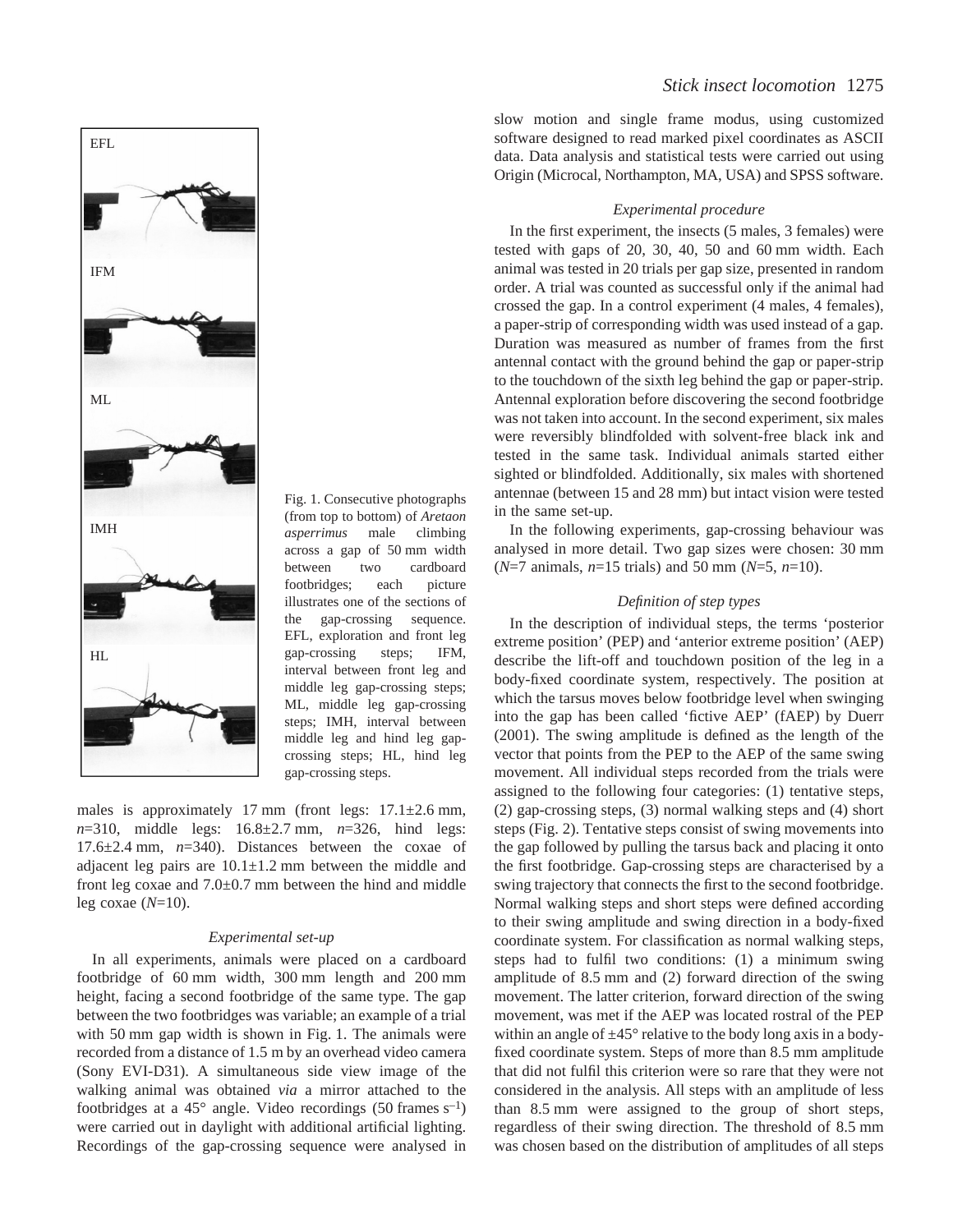Fig. 1. Consecutive photographs (from top to bottom) of *Aretaon asperrimus* male climbing across a gap of 50 mm width between two cardboard footbridges; each picture illustrates one of the sections of the gap-crossing sequence. EFL, exploration and front leg gap-crossing steps; IFM, interval between front leg and middle leg gap-crossing steps; ML, middle leg gap-crossing steps; IMH, interval between middle leg and hind leg gap-crossing steps; HL, hind leg gap-crossing steps.

males is approximately 17 mm (front legs: 17.1±2.6 mm, $n$=310, middle legs: 16.8±2.7 mm, $n$=326, hind legs: 17.6±2.4 mm, $n$=340). Distances between the coxae of adjacent leg pairs are 10.1±1.2 mm between the middle and front leg coxae and 7.0±0.7 mm between the hind and middle leg coxae ($N$=10).

### Experimental set-up

In all experiments, animals were placed on a cardboard footbridge of 60 mm width, 300 mm length and 200 mm height, facing a second footbridge of the same type. The gap between the two footbridges was variable; an example of a trial with 50 mm gap width is shown in Fig. 1. The animals were recorded from a distance of 1.5 m by an overhead video camera (Sony EVI-D31). A simultaneous side view image of the walking animal was obtained *via* a mirror attached to the footbridges at a 45° angle. Video recordings (50 frames $s^{-1}$) were carried out in daylight with additional artificial lighting. Recordings of the gap-crossing sequence were analysed in slow motion and single frame modus, using customized software designed to read marked pixel coordinates as ASCII data. Data analysis and statistical tests were carried out using Origin (Microcal, Northampton, MA, USA) and SPSS software.

### Experimental procedure

In the first experiment, the insects (5 males, 3 females) were tested with gaps of 20, 30, 40, 50 and 60 mm width. Each animal was tested in 20 trials per gap size, presented in random order. A trial was counted as successful only if the animal had crossed the gap. In a control experiment (4 males, 4 females), a paper-strip of corresponding width was used instead of a gap. Duration was measured as number of frames from the first antennal contact with the ground behind the gap or paper-strip to the touchdown of the sixth leg behind the gap or paper-strip. Antennal exploration before discovering the second footbridge was not taken into account. In the second experiment, six males were reversibly blindfolded with solvent-free black ink and tested in the same task. Individual animals started either sighted or blindfolded. Additionally, six males with shortened antennae (between 15 and 28 mm) but intact vision were tested in the same set-up.

In the following experiments, gap-crossing behaviour was analysed in more detail. Two gap sizes were chosen: 30 mm ($N$=7 animals, $n$=15 trials) and 50 mm ($N$=5, $n$=10).

### Definition of step types

In the description of individual steps, the terms 'posterior extreme position' (PEP) and 'anterior extreme position' (AEP) describe the lift-off and touchdown position of the leg in a body-fixed coordinate system, respectively. The position at which the tarsus moves below footbridge level when swinging into the gap has been called 'fictive AEP' (fAEP) by Duerr (2001). The swing amplitude is defined as the length of the vector that points from the PEP to the AEP of the same swing movement. All individual steps recorded from the trials were assigned to the following four categories: (1) tentative steps, (2) gap-crossing steps, (3) normal walking steps and (4) short steps (Fig. 2). Tentative steps consist of swing movements into the gap followed by pulling the tarsus back and placing it onto the first footbridge. Gap-crossing steps are characterised by a swing trajectory that connects the first to the second footbridge. Normal walking steps and short steps were defined according to their swing amplitude and swing direction in a body-fixed coordinate system. For classification as normal walking steps, steps had to fulfil two conditions: (1) a minimum swing amplitude of 8.5 mm and (2) forward direction of the swing movement. The latter criterion, forward direction of the swing movement, was met if the AEP was located rostral of the PEP within an angle of ±45° relative to the body long axis in a body-fixed coordinate system. Steps of more than 8.5 mm amplitude that did not fulfil this criterion were so rare that they were not considered in the analysis. All steps with an amplitude of less than 8.5 mm were assigned to the group of short steps, regardless of their swing direction. The threshold of 8.5 mm was chosen based on the distribution of amplitudes of all steps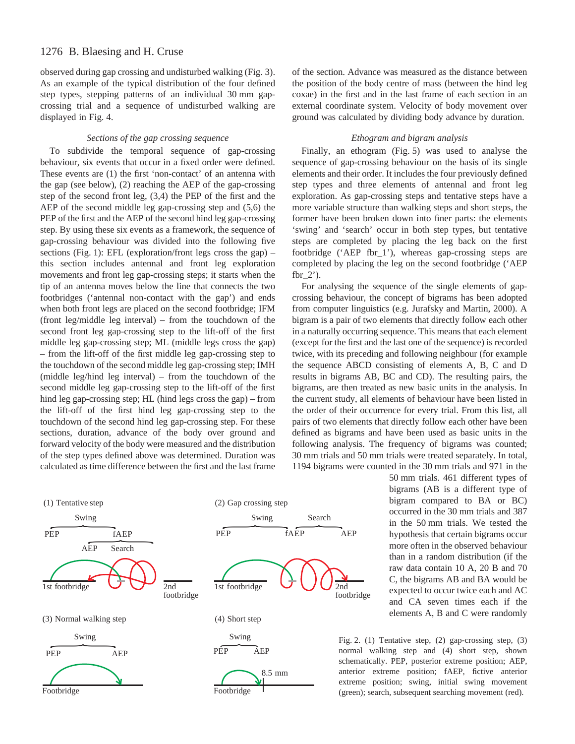observed during gap crossing and undisturbed walking (Fig. 3). As an example of the typical distribution of the four defined step types, stepping patterns of an individual 30 mm gap-crossing trial and a sequence of undisturbed walking are displayed in Fig. 4.

### *Sections of the gap crossing sequence*

To subdivide the temporal sequence of gap-crossing behaviour, six events that occur in a fixed order were defined. These events are (1) the first 'non-contact' of an antenna with the gap (see below), (2) reaching the AEP of the gap-crossing step of the second front leg, (3,4) the PEP of the first and the AEP of the second middle leg gap-crossing step and (5,6) the PEP of the first and the AEP of the second hind leg gap-crossing step. By using these six events as a framework, the sequence of gap-crossing behaviour was divided into the following five sections (Fig. 1): EFL (exploration/front legs cross the gap) – this section includes antennal and front leg exploration movements and front leg gap-crossing steps; it starts when the tip of an antenna moves below the line that connects the two footbridges ('antennal non-contact with the gap') and ends when both front legs are placed on the second footbridge; IFM (front leg/middle leg interval) – from the touchdown of the second front leg gap-crossing step to the lift-off of the first middle leg gap-crossing step; ML (middle legs cross the gap) – from the lift-off of the first middle leg gap-crossing step to the touchdown of the second middle leg gap-crossing step; IMH (middle leg/hind leg interval) – from the touchdown of the second middle leg gap-crossing step to the lift-off of the first hind leg gap-crossing step; HL (hind legs cross the gap) – from the lift-off of the first hind leg gap-crossing step to the touchdown of the second hind leg gap-crossing step. For these sections, duration, advance of the body over ground and forward velocity of the body were measured and the distribution of the step types defined above was determined. Duration was calculated as time difference between the first and the last frame of the section. Advance was measured as the distance between the position of the body centre of mass (between the hind leg coxae) in the first and in the last frame of each section in an external coordinate system. Velocity of body movement over ground was calculated by dividing body advance by duration.

### *Ethogram and bigram analysis*

Finally, an ethogram (Fig. 5) was used to analyse the sequence of gap-crossing behaviour on the basis of its single elements and their order. It includes the four previously defined step types and three elements of antennal and front leg exploration. As gap-crossing steps and tentative steps have a more variable structure than walking steps and short steps, the former have been broken down into finer parts: the elements 'swing' and 'search' occur in both step types, but tentative steps are completed by placing the leg back on the first footbridge ('AEP fbr_1'), whereas gap-crossing steps are completed by placing the leg on the second footbridge ('AEP fbr_2').

For analysing the sequence of the single elements of gap-crossing behaviour, the concept of bigrams has been adopted from computer linguistics (e.g. Jurafsky and Martin, 2000). A bigram is a pair of two elements that directly follow each other in a naturally occurring sequence. This means that each element (except for the first and the last one of the sequence) is recorded twice, with its preceding and following neighbour (for example the sequence ABCD consisting of elements A, B, C and D results in bigrams AB, BC and CD). The resulting pairs, the bigrams, are then treated as new basic units in the analysis. In the current study, all elements of behaviour have been listed in the order of their occurrence for every trial. From this list, all pairs of two elements that directly follow each other have been defined as bigrams and have been used as basic units in the following analysis. The frequency of bigrams was counted; 30 mm trials and 50 mm trials were treated separately. In total, 1194 bigrams were counted in the 30 mm trials and 971 in the 50 mm trials. 461 different types of bigrams (AB is a different type of bigram compared to BA or BC) occurred in the 30 mm trials and 387 in the 50 mm trials. We tested the hypothesis that certain bigrams occur more often in the observed behaviour than in a random distribution (if the raw data contain 10 A, 20 B and 70 C, the bigrams AB and BA would be expected to occur twice each and AC and CA seven times each if the elements A, B and C were randomly

(1) Tentative step
Swing
PEP
fAEP
AEP
Search
1st footbridge
2nd footbridge

(2) Gap crossing step
Swing
Search
PEP
fAEP
AEP
1st footbridge
2nd footbridge

(3) Normal walking step
Swing
PEP
AEP
Footbridge

(4) Short step
Swing
PEP
AEP
8.5 mm
Footbridge

Fig. 2. (1) Tentative step, (2) gap-crossing step, (3) normal walking step and (4) short step, shown schematically. PEP, posterior extreme position; AEP, anterior extreme position; fAEP, fictive anterior extreme position; swing, initial swing movement (green); search, subsequent searching movement (red).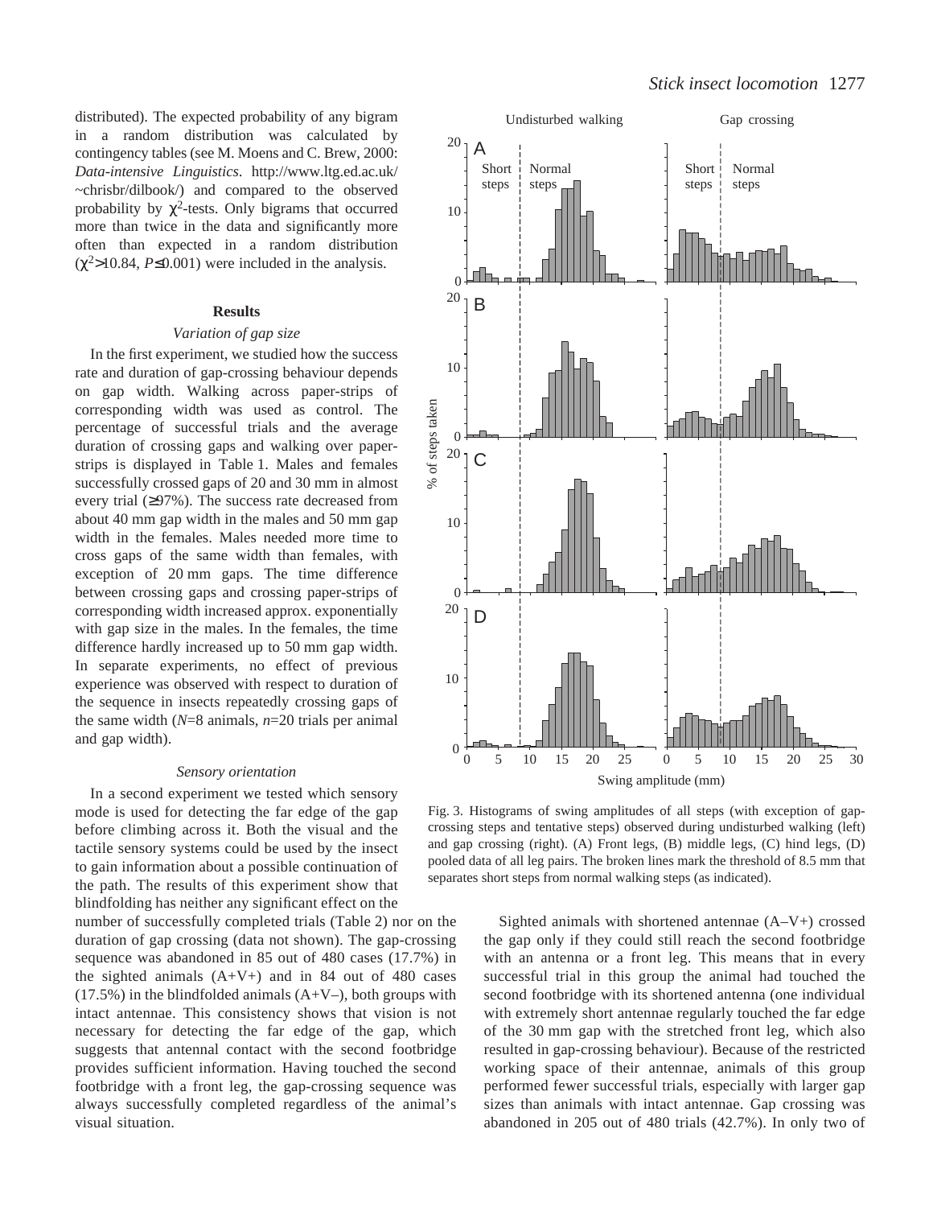distributed). The expected probability of any bigram in a random distribution was calculated by contingency tables (see M. Moens and C. Brew, 2000: *Data-intensive Linguistics*. http://www.ltg.ed.ac.uk/~chrisbr/dilbook/) and compared to the observed probability by $\chi^2$-tests. Only bigrams that occurred more than twice in the data and significantly more often than expected in a random distribution ($\chi^2$>10.84, $P\leq$0.001) were included in the analysis.

## Results

### *Variation of gap size*

In the first experiment, we studied how the success rate and duration of gap-crossing behaviour depends on gap width. Walking across paper-strips of corresponding width was used as control. The percentage of successful trials and the average duration of crossing gaps and walking over paper-strips is displayed in Table 1. Males and females successfully crossed gaps of 20 and 30 mm in almost every trial (≥97%). The success rate decreased from about 40 mm gap width in the males and 50 mm gap width in the females. Males needed more time to cross gaps of the same width than females, with exception of 20 mm gaps. The time difference between crossing gaps and crossing paper-strips of corresponding width increased approx. exponentially with gap size in the males. In the females, the time difference hardly increased up to 50 mm gap width. In separate experiments, no effect of previous experience was observed with respect to duration of the sequence in insects repeatedly crossing gaps of the same width (*N*=8 animals, *n*=20 trials per animal and gap width).

### *Sensory orientation*

In a second experiment we tested which sensory mode is used for detecting the far edge of the gap before climbing across it. Both the visual and the tactile sensory systems could be used by the insect to gain information about a possible continuation of the path. The results of this experiment show that blindfolding has neither any significant effect on the number of successfully completed trials (Table 2) nor on the duration of gap crossing (data not shown). The gap-crossing sequence was abandoned in 85 out of 480 cases (17.7%) in the sighted animals (A+V+) and in 84 out of 480 cases (17.5%) in the blindfolded animals (A+V–), both groups with intact antennae. This consistency shows that vision is not necessary for detecting the far edge of the gap, which suggests that antennal contact with the second footbridge provides sufficient information. Having touched the second footbridge with a front leg, the gap-crossing sequence was always successfully completed regardless of the animal's visual situation.

Fig. 3. Histograms of swing amplitudes of all steps (with exception of gap-crossing steps and tentative steps) observed during undisturbed walking (left) and gap crossing (right). (A) Front legs, (B) middle legs, (C) hind legs, (D) pooled data of all leg pairs. The broken lines mark the threshold of 8.5 mm that separates short steps from normal walking steps (as indicated).

Sighted animals with shortened antennae (A–V+) crossed the gap only if they could still reach the second footbridge with an antenna or a front leg. This means that in every successful trial in this group the animal had touched the second footbridge with its shortened antenna (one individual with extremely short antennae regularly touched the far edge of the 30 mm gap with the stretched front leg, which also resulted in gap-crossing behaviour). Because of the restricted working space of their antennae, animals of this group performed fewer successful trials, especially with larger gap sizes than animals with intact antennae. Gap crossing was abandoned in 205 out of 480 trials (42.7%). In only two of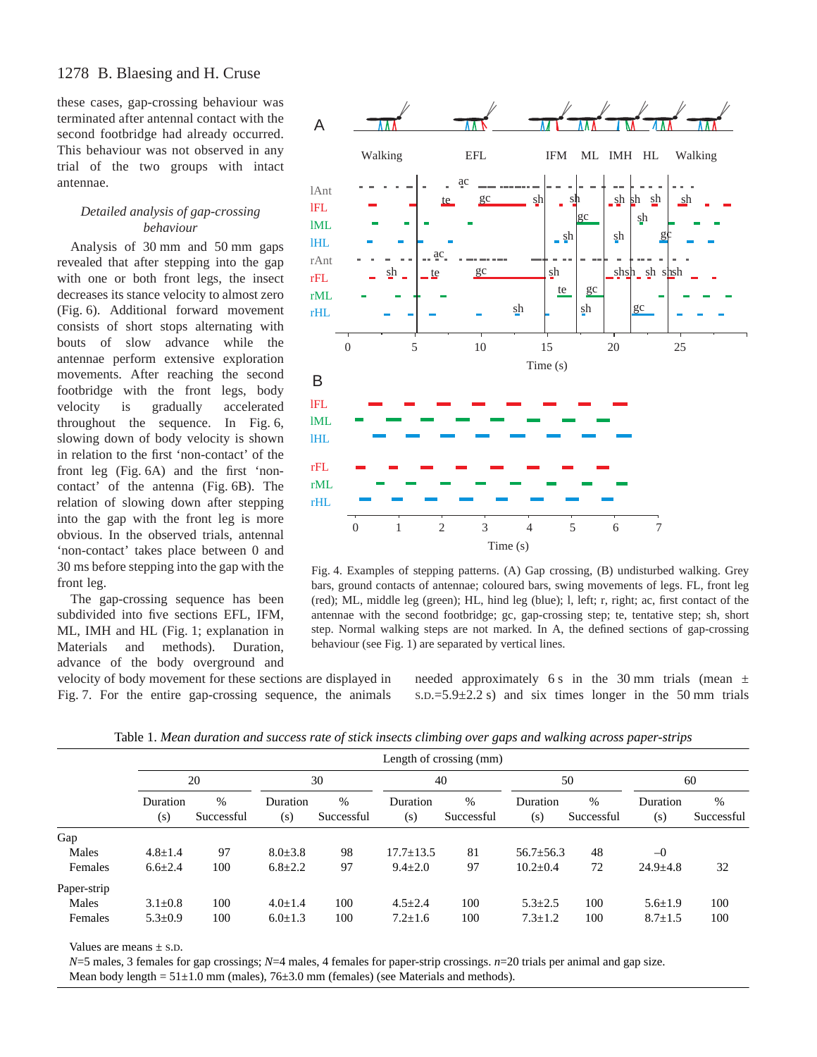these cases, gap-crossing behaviour was terminated after antennal contact with the second footbridge had already occurred. This behaviour was not observed in any trial of the two groups with intact antennae.

### *Detailed analysis of gap-crossing behaviour*

Analysis of 30 mm and 50 mm gaps revealed that after stepping into the gap with one or both front legs, the insect decreases its stance velocity to almost zero (Fig. 6). Additional forward movement consists of short stops alternating with bouts of slow advance while the antennae perform extensive exploration movements. After reaching the second footbridge with the front legs, body velocity is gradually accelerated throughout the sequence. In Fig. 6, slowing down of body velocity is shown in relation to the first 'non-contact' of the front leg (Fig. 6A) and the first 'non-contact' of the antenna (Fig. 6B). The relation of slowing down after stepping into the gap with the front leg is more obvious. In the observed trials, antennal 'non-contact' takes place between 0 and 30 ms before stepping into the gap with the front leg.

The gap-crossing sequence has been subdivided into five sections EFL, IFM, ML, IMH and HL (Fig. 1; explanation in Materials and methods). Duration, advance of the body overground and velocity of body movement for these sections are displayed in Fig. 7. For the entire gap-crossing sequence, the animals needed approximately 6 s in the 30 mm trials (mean ± S.D.=5.9±2.2 s) and six times longer in the 50 mm trials

Fig. 4. Examples of stepping patterns. (A) Gap crossing, (B) undisturbed walking. Grey bars, ground contacts of antennae; coloured bars, swing movements of legs. FL, front leg (red); ML, middle leg (green); HL, hind leg (blue); l, left; r, right; ac, first contact of the antennae with the second footbridge; gc, gap-crossing step; te, tentative step; sh, short step. Normal walking steps are not marked. In A, the defined sections of gap-crossing behaviour (see Fig. 1) are separated by vertical lines.

Table 1. *Mean duration and success rate of stick insects climbing over gaps and walking across paper-strips*

| | Length of crossing (mm) | | | | | | | | | |
|---|---|---|---|---|---|---|---|---|---|---|
| | 20 | | 30 | | 40 | | 50 | | 60 | |
| | Duration (s) | % Successful | Duration (s) | % Successful | Duration (s) | % Successful | Duration (s) | % Successful | Duration (s) | % Successful |
| Gap | | | | | | | | | | |
| Males | 4.8±1.4 | 97 | 8.0±3.8 | 98 | 17.7±13.5 | 81 | 56.7±56.3 | 48 | – | 0 |
| Females | 6.6±2.4 | 100 | 6.8±2.2 | 97 | 9.4±2.0 | 97 | 10.2±0.4 | 72 | 24.9±4.8 | 32 |
| Paper-strip | | | | | | | | | | |
| Males | 3.1±0.8 | 100 | 4.0±1.4 | 100 | 4.5±2.4 | 100 | 5.3±2.5 | 100 | 5.6±1.9 | 100 |
| Females | 5.3±0.9 | 100 | 6.0±1.3 | 100 | 7.2±1.6 | 100 | 7.3±1.2 | 100 | 8.7±1.5 | 100 |

Values are means ± S.D.

*N*=5 males, 3 females for gap crossings; *N*=4 males, 4 females for paper-strip crossings. *n*=20 trials per animal and gap size.

Mean body length = 51±1.0 mm (males), 76±3.0 mm (females) (see Materials and methods).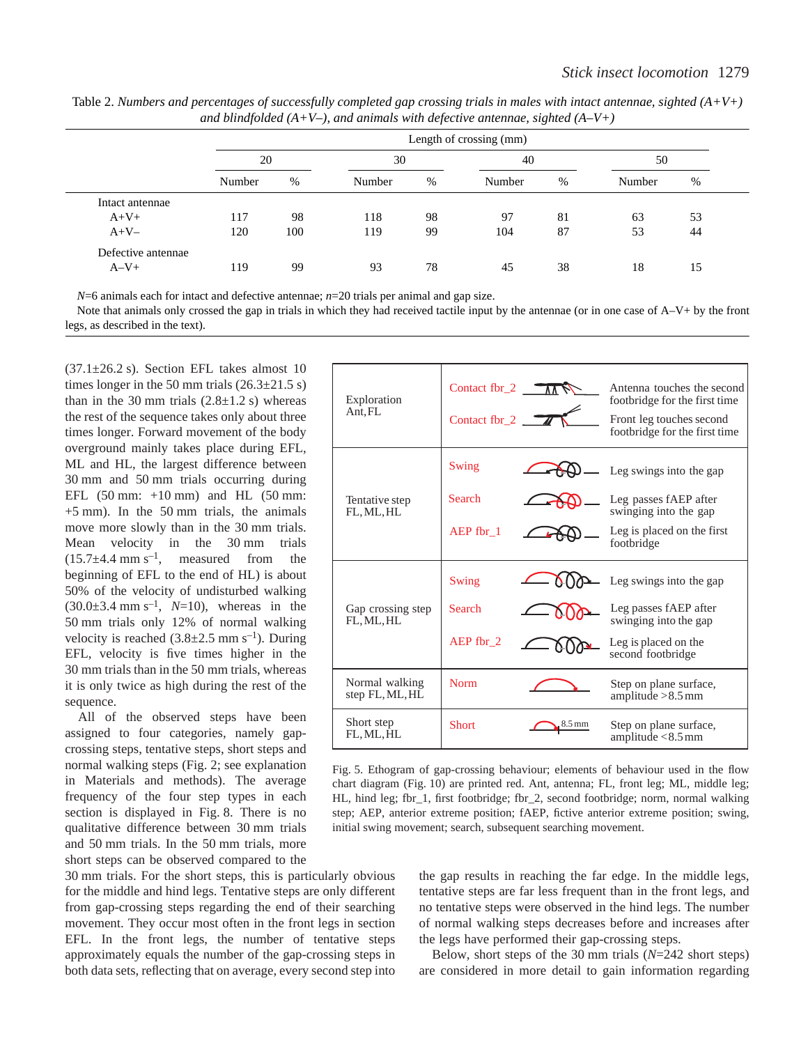Table 2. *Numbers and percentages of successfully completed gap crossing trials in males with intact antennae, sighted (A+V+) and blindfolded (A+V–), and animals with defective antennae, sighted (A–V+)*

| | Length of crossing (mm) | | | | | | | |
|---|---|---|---|---|---|---|---|---|
| | 20 | | 30 | | 40 | | 50 | |
| | Number | % | Number | % | Number | % | Number | % |
| Intact antennae | | | | | | | | |
| A+V+ | 117 | 98 | 118 | 98 | 97 | 81 | 63 | 53 |
| A+V– | 120 | 100 | 119 | 99 | 104 | 87 | 53 | 44 |
| Defective antennae | | | | | | | | |
| A–V+ | 119 | 99 | 93 | 78 | 45 | 38 | 18 | 15 |

$N$=6 animals each for intact and defective antennae; $n$=20 trials per animal and gap size.

Note that animals only crossed the gap in trials in which they had received tactile input by the antennae (or in one case of A–V+ by the front legs, as described in the text).

(37.1±26.2 s). Section EFL takes almost 10 times longer in the 50 mm trials (26.3±21.5 s) than in the 30 mm trials (2.8±1.2 s) whereas the rest of the sequence takes only about three times longer. Forward movement of the body overground mainly takes place during EFL, ML and HL, the largest difference between 30 mm and 50 mm trials occurring during EFL (50 mm: +10 mm) and HL (50 mm: +5 mm). In the 50 mm trials, the animals move more slowly than in the 30 mm trials. Mean velocity in the 30 mm trials (15.7±4.4 mm $s^{-1}$, measured from the beginning of EFL to the end of HL) is about 50% of the velocity of undisturbed walking (30.0±3.4 mm $s^{-1}$, $N$=10), whereas in the 50 mm trials only 12% of normal walking velocity is reached (3.8±2.5 mm $s^{-1}$). During EFL, velocity is five times higher in the 30 mm trials than in the 50 mm trials, whereas it is only twice as high during the rest of the sequence.

All of the observed steps have been assigned to four categories, namely gap-crossing steps, tentative steps, short steps and normal walking steps (Fig. 2; see explanation in Materials and methods). The average frequency of the four step types in each section is displayed in Fig. 8. There is no qualitative difference between 30 mm trials and 50 mm trials. In the 50 mm trials, more short steps can be observed compared to the 30 mm trials. For the short steps, this is particularly obvious for the middle and hind legs. Tentative steps are only different from gap-crossing steps regarding the end of their searching movement. They occur most often in the front legs in section EFL. In the front legs, the number of tentative steps approximately equals the number of the gap-crossing steps in both data sets, reflecting that on average, every second step into the gap results in reaching the far edge. In the middle legs, tentative steps are far less frequent than in the front legs, and no tentative steps were observed in the hind legs. The number of normal walking steps decreases before and increases after the legs have performed their gap-crossing steps.

| | | |
|---|---|---|
| Exploration Ant, FL | Contact fbr_2 | Antenna touches the second footbridge for the first time |
| | Contact fbr_2 | Front leg touches second footbridge for the first time |
| Tentative step FL, ML, HL | Swing | Leg swings into the gap |
| | Search | Leg passes fAEP after swinging into the gap |
| | AEP fbr_1 | Leg is placed on the first footbridge |
| Gap crossing step FL, ML, HL | Swing | Leg swings into the gap |
| | Search | Leg passes fAEP after swinging into the gap |
| | AEP fbr_2 | Leg is placed on the second footbridge |
| Normal walking step FL, ML, HL | Norm | Step on plane surface, amplitude >8.5 mm |
| Short step FL, ML, HL | Short (8.5 mm) | Step on plane surface, amplitude <8.5 mm |

Fig. 5. Ethogram of gap-crossing behaviour; elements of behaviour used in the flow chart diagram (Fig. 10) are printed red. Ant, antenna; FL, front leg; ML, middle leg; HL, hind leg; fbr_1, first footbridge; fbr_2, second footbridge; norm, normal walking step; AEP, anterior extreme position; fAEP, fictive anterior extreme position; swing, initial swing movement; search, subsequent searching movement.

Below, short steps of the 30 mm trials ($N$=242 short steps) are considered in more detail to gain information regarding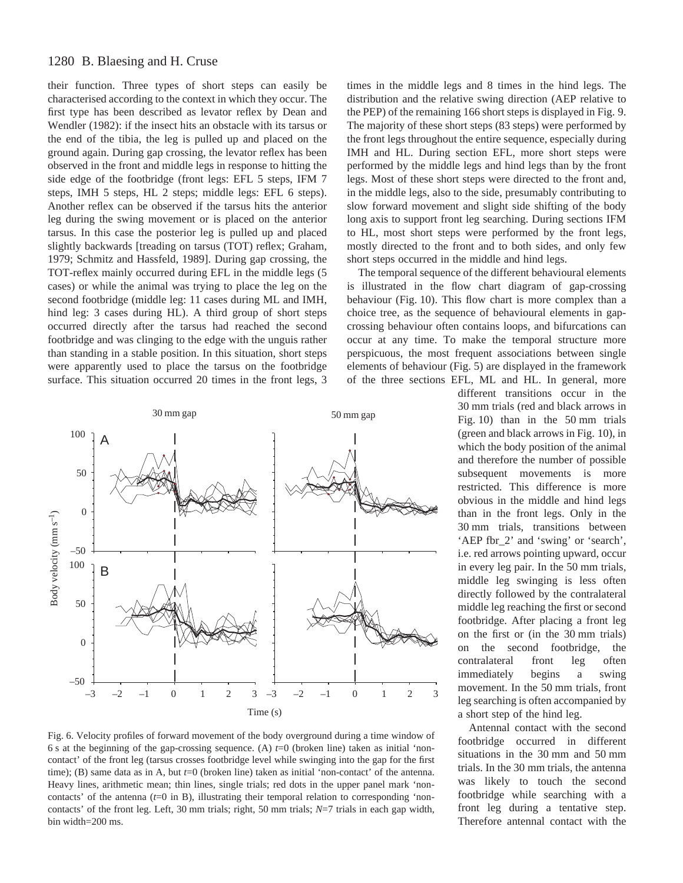their function. Three types of short steps can easily be characterised according to the context in which they occur. The first type has been described as levator reflex by Dean and Wendler (1982): if the insect hits an obstacle with its tarsus or the end of the tibia, the leg is pulled up and placed on the ground again. During gap crossing, the levator reflex has been observed in the front and middle legs in response to hitting the side edge of the footbridge (front legs: EFL 5 steps, IFM 7 steps, IMH 5 steps, HL 2 steps; middle legs: EFL 6 steps). Another reflex can be observed if the tarsus hits the anterior leg during the swing movement or is placed on the anterior tarsus. In this case the posterior leg is pulled up and placed slightly backwards [treading on tarsus (TOT) reflex; Graham, 1979; Schmitz and Hassfeld, 1989]. During gap crossing, the TOT-reflex mainly occurred during EFL in the middle legs (5 cases) or while the animal was trying to place the leg on the second footbridge (middle leg: 11 cases during ML and IMH, hind leg: 3 cases during HL). A third group of short steps occurred directly after the tarsus had reached the second footbridge and was clinging to the edge with the unguis rather than standing in a stable position. In this situation, short steps were apparently used to place the tarsus on the footbridge surface. This situation occurred 20 times in the front legs, 3 times in the middle legs and 8 times in the hind legs. The distribution and the relative swing direction (AEP relative to the PEP) of the remaining 166 short steps is displayed in Fig. 9. The majority of these short steps (83 steps) were performed by the front legs throughout the entire sequence, especially during IMH and HL. During section EFL, more short steps were performed by the middle legs and hind legs than by the front legs. Most of these short steps were directed to the front and, in the middle legs, also to the side, presumably contributing to slow forward movement and slight side shifting of the body long axis to support front leg searching. During sections IFM to HL, most short steps were performed by the front legs, mostly directed to the front and to both sides, and only few short steps occurred in the middle and hind legs.

The temporal sequence of the different behavioural elements is illustrated in the flow chart diagram of gap-crossing behaviour (Fig. 10). This flow chart is more complex than a choice tree, as the sequence of behavioural elements in gap-crossing behaviour often contains loops, and bifurcations can occur at any time. To make the temporal structure more perspicuous, the most frequent associations between single elements of behaviour (Fig. 5) are displayed in the framework of the three sections EFL, ML and HL. In general, more different transitions occur in the 30 mm trials (red and black arrows in Fig. 10) than in the 50 mm trials (green and black arrows in Fig. 10), in which the body position of the animal and therefore the number of possible subsequent movements is more restricted. This difference is more obvious in the middle and hind legs than in the front legs. Only in the 30 mm trials, transitions between 'AEP fbr_2' and 'swing' or 'search', i.e. red arrows pointing upward, occur in every leg pair. In the 50 mm trials, middle leg swinging is less often directly followed by the contralateral middle leg reaching the first or second footbridge. After placing a front leg on the first or (in the 30 mm trials) on the second footbridge, the contralateral front leg often immediately begins a swing movement. In the 50 mm trials, front leg searching is often accompanied by a short step of the hind leg.

Antennal contact with the second footbridge occurred in different situations in the 30 mm and 50 mm trials. In the 30 mm trials, the antenna was likely to touch the second footbridge while searching with a front leg during a tentative step. Therefore antennal contact with the

Fig. 6. Velocity profiles of forward movement of the body overground during a time window of 6 s at the beginning of the gap-crossing sequence. (A) $t$=0 (broken line) taken as initial 'non-contact' of the front leg (tarsus crosses footbridge level while swinging into the gap for the first time); (B) same data as in A, but $t$=0 (broken line) taken as initial 'non-contact' of the antenna. Heavy lines, arithmetic mean; thin lines, single trials; red dots in the upper panel mark 'non-contacts' of the antenna ($t$=0 in B), illustrating their temporal relation to corresponding 'non-contacts' of the front leg. Left, 30 mm trials; right, 50 mm trials; $N$=7 trials in each gap width, bin width=200 ms.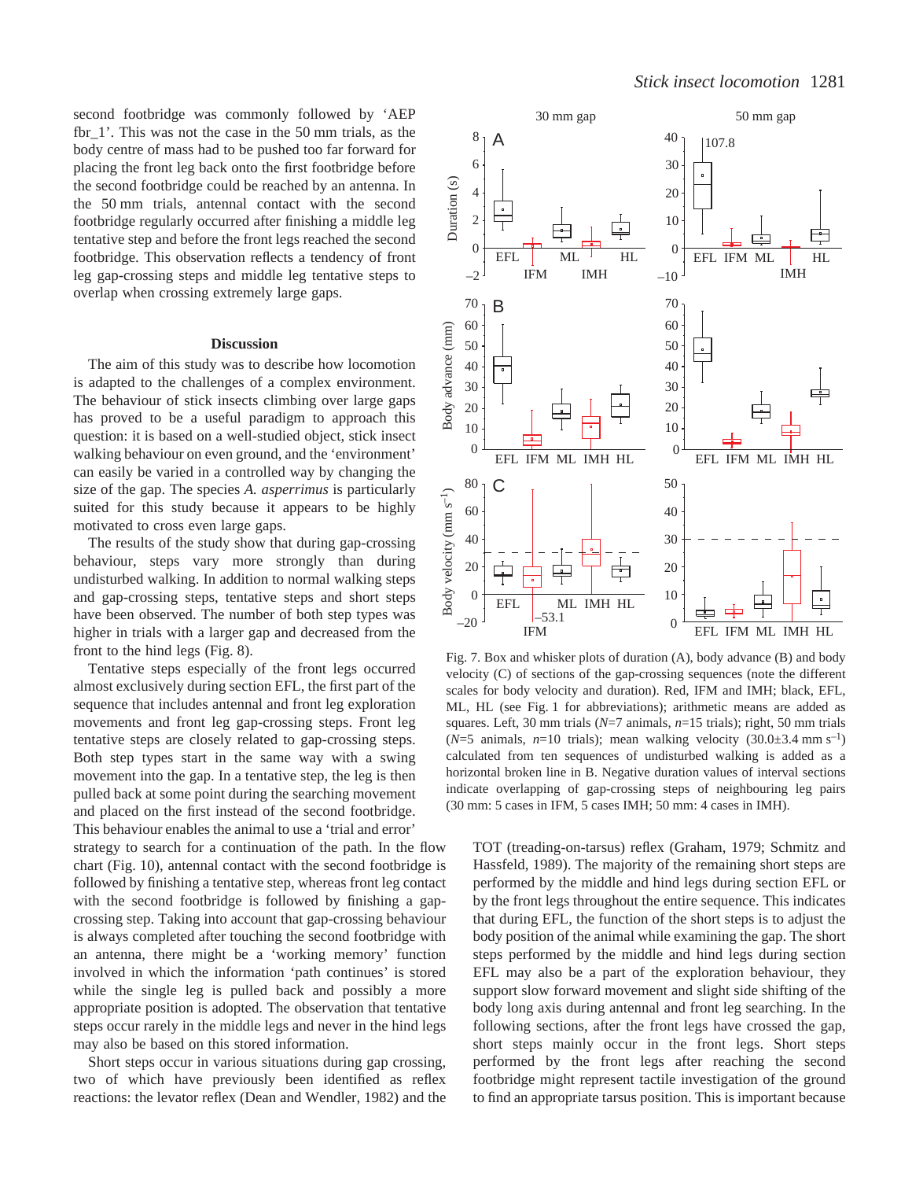second footbridge was commonly followed by 'AEP fbr_1'. This was not the case in the 50 mm trials, as the body centre of mass had to be pushed too far forward for placing the front leg back onto the first footbridge before the second footbridge could be reached by an antenna. In the 50 mm trials, antennal contact with the second footbridge regularly occurred after finishing a middle leg tentative step and before the front legs reached the second footbridge. This observation reflects a tendency of front leg gap-crossing steps and middle leg tentative steps to overlap when crossing extremely large gaps.

## Discussion

The aim of this study was to describe how locomotion is adapted to the challenges of a complex environment. The behaviour of stick insects climbing over large gaps has proved to be a useful paradigm to approach this question: it is based on a well-studied object, stick insect walking behaviour on even ground, and the 'environment' can easily be varied in a controlled way by changing the size of the gap. The species *A. asperrimus* is particularly suited for this study because it appears to be highly motivated to cross even large gaps.

The results of the study show that during gap-crossing behaviour, steps vary more strongly than during undisturbed walking. In addition to normal walking steps and gap-crossing steps, tentative steps and short steps have been observed. The number of both step types was higher in trials with a larger gap and decreased from the front to the hind legs (Fig. 8).

Tentative steps especially of the front legs occurred almost exclusively during section EFL, the first part of the sequence that includes antennal and front leg exploration movements and front leg gap-crossing steps. Front leg tentative steps are closely related to gap-crossing steps. Both step types start in the same way with a swing movement into the gap. In a tentative step, the leg is then pulled back at some point during the searching movement and placed on the first instead of the second footbridge. This behaviour enables the animal to use a 'trial and error' strategy to search for a continuation of the path. In the flow chart (Fig. 10), antennal contact with the second footbridge is followed by finishing a tentative step, whereas front leg contact with the second footbridge is followed by finishing a gap-crossing step. Taking into account that gap-crossing behaviour is always completed after touching the second footbridge with an antenna, there might be a 'working memory' function involved in which the information 'path continues' is stored while the single leg is pulled back and possibly a more appropriate position is adopted. The observation that tentative steps occur rarely in the middle legs and never in the hind legs may also be based on this stored information.

Short steps occur in various situations during gap crossing, two of which have previously been identified as reflex reactions: the levator reflex (Dean and Wendler, 1982) and the TOT (treading-on-tarsus) reflex (Graham, 1979; Schmitz and Hassfeld, 1989). The majority of the remaining short steps are performed by the middle and hind legs during section EFL or by the front legs throughout the entire sequence. This indicates that during EFL, the function of the short steps is to adjust the body position of the animal while examining the gap. The short steps performed by the middle and hind legs during section EFL may also be a part of the exploration behaviour, they support slow forward movement and slight side shifting of the body long axis during antennal and front leg searching. In the following sections, after the front legs have crossed the gap, short steps mainly occur in the front legs. Short steps performed by the front legs after reaching the second footbridge might represent tactile investigation of the ground to find an appropriate tarsus position. This is important because

Fig. 7. Box and whisker plots of duration (A), body advance (B) and body velocity (C) of sections of the gap-crossing sequences (note the different scales for body velocity and duration). Red, IFM and IMH; black, EFL, ML, HL (see Fig. 1 for abbreviations); arithmetic means are added as squares. Left, 30 mm trials ($N$=7 animals, $n$=15 trials); right, 50 mm trials ($N$=5 animals, $n$=10 trials); mean walking velocity (30.0±3.4 mm $s^{-1}$) calculated from ten sequences of undisturbed walking is added as a horizontal broken line in B. Negative duration values of interval sections indicate overlapping of gap-crossing steps of neighbouring leg pairs (30 mm: 5 cases in IFM, 5 cases IMH; 50 mm: 4 cases in IMH).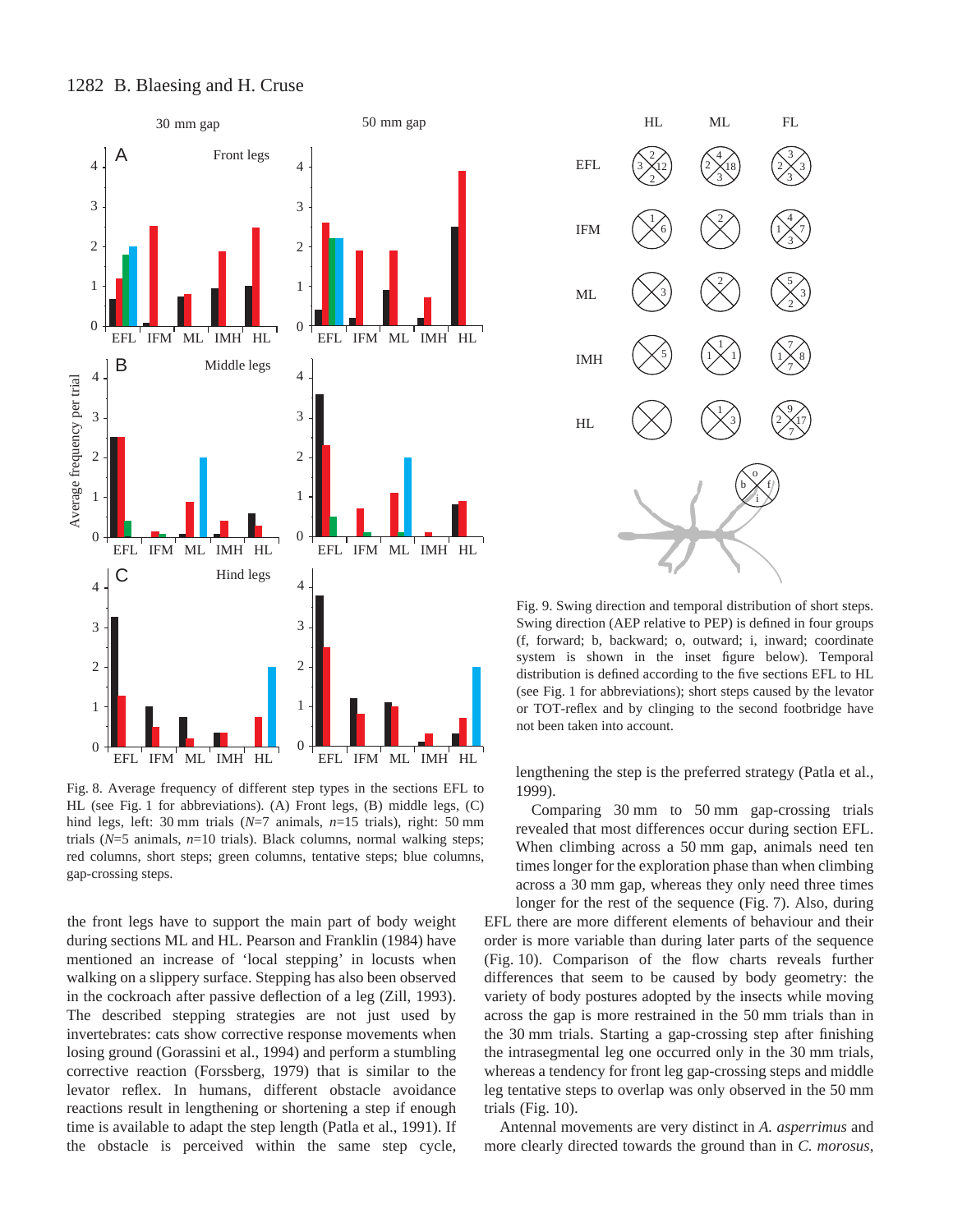Fig. 8. Average frequency of different step types in the sections EFL to HL (see Fig. 1 for abbreviations). (A) Front legs, (B) middle legs, (C) hind legs, left: 30 mm trials (*N*=7 animals, *n*=15 trials), right: 50 mm trials (*N*=5 animals, *n*=10 trials). Black columns, normal walking steps; red columns, short steps; green columns, tentative steps; blue columns, gap-crossing steps.

Fig. 9. Swing direction and temporal distribution of short steps. Swing direction (AEP relative to PEP) is defined in four groups (f, forward; b, backward; o, outward; i, inward; coordinate system is shown in the inset figure below). Temporal distribution is defined according to the five sections EFL to HL (see Fig. 1 for abbreviations); short steps caused by the levator or TOT-reflex and by clinging to the second footbridge have not been taken into account.

the front legs have to support the main part of body weight during sections ML and HL. Pearson and Franklin (1984) have mentioned an increase of 'local stepping' in locusts when walking on a slippery surface. Stepping has also been observed in the cockroach after passive deflection of a leg (Zill, 1993). The described stepping strategies are not just used by invertebrates: cats show corrective response movements when losing ground (Gorassini et al., 1994) and perform a stumbling corrective reaction (Forssberg, 1979) that is similar to the levator reflex. In humans, different obstacle avoidance reactions result in lengthening or shortening a step if enough time is available to adapt the step length (Patla et al., 1991). If the obstacle is perceived within the same step cycle, lengthening the step is the preferred strategy (Patla et al., 1999).

Comparing 30 mm to 50 mm gap-crossing trials revealed that most differences occur during section EFL. When climbing across a 50 mm gap, animals need ten times longer for the exploration phase than when climbing across a 30 mm gap, whereas they only need three times longer for the sequence (Fig. 7). Also, during EFL there are more different elements of behaviour and their order is more variable than during later parts of the sequence (Fig. 10). Comparison of the flow charts reveals further differences that seem to be caused by body geometry: the variety of body postures adopted by the insects while moving across the gap is more restrained in the 50 mm trials than in the 30 mm trials. Starting a gap-crossing step after finishing the intrasegmental leg one occurred only in the 30 mm trials, whereas a tendency for front leg gap-crossing steps and middle leg tentative steps to overlap was only observed in the 50 mm trials (Fig. 10).

Antennal movements are very distinct in *A. asperrimus* and more clearly directed towards the ground than in *C. morosus*,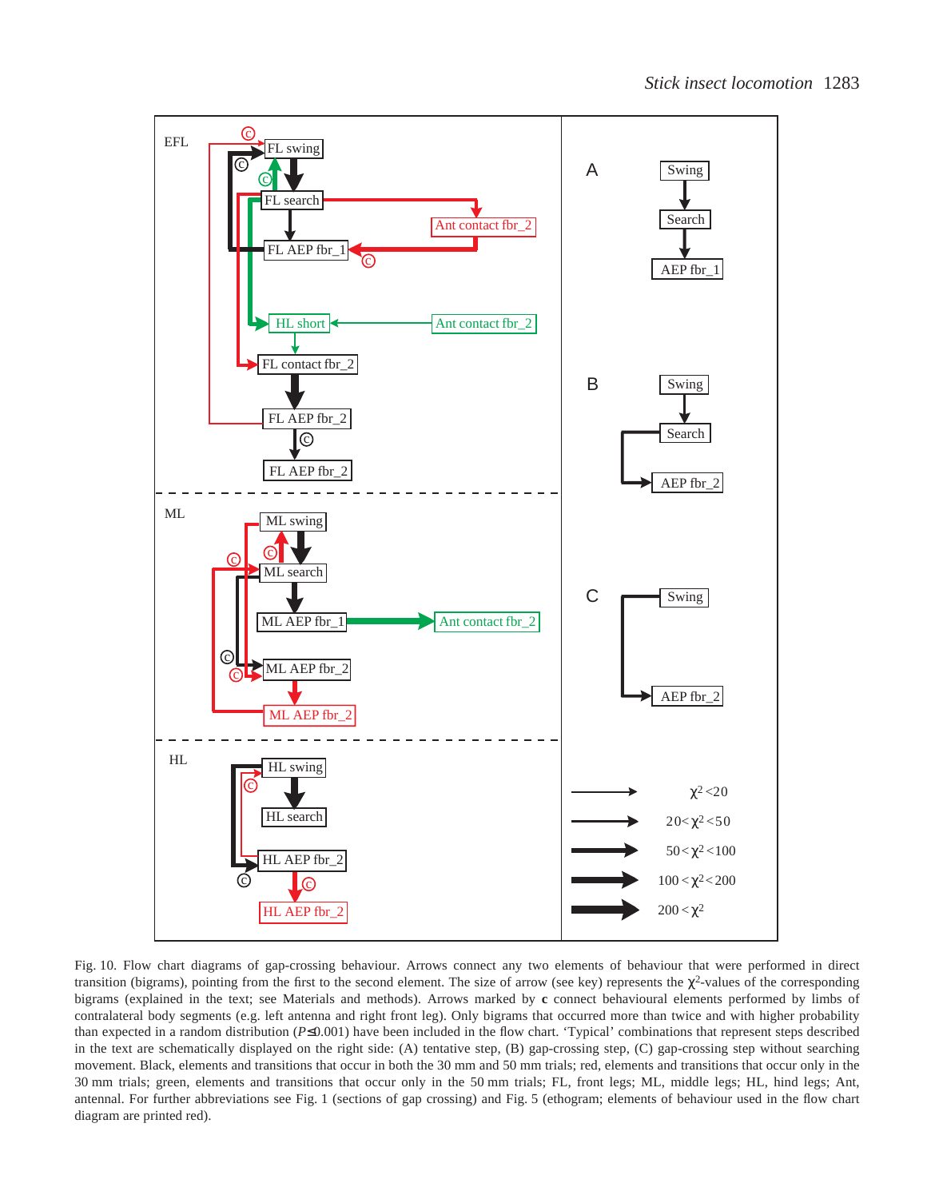Fig. 10. Flow chart diagrams of gap-crossing behaviour. Arrows connect any two elements of behaviour that were performed in direct transition (bigrams), pointing from the first to the second element. The size of arrow (see key) represents the $\chi^2$-values of the corresponding bigrams (explained in the text; see Materials and methods). Arrows marked by **c** connect behavioural elements performed by limbs of contralateral body segments (e.g. left antenna and right front leg). Only bigrams that occurred more than twice and with higher probability than expected in a random distribution ($P \leq 0.001$) have been included in the flow chart. 'Typical' combinations that represent steps described in the text are schematically displayed on the right side: (A) tentative step, (B) gap-crossing step, (C) gap-crossing step without searching movement. Black, elements and transitions that occur in both the 30 mm and 50 mm trials; red, elements and transitions that occur only in the 30 mm trials; green, elements and transitions that occur only in the 50 mm trials; FL, front legs; ML, middle legs; HL, hind legs; Ant, antennal. For further abbreviations see Fig. 1 (sections of gap crossing) and Fig. 5 (ethogram; elements of behaviour used in the flow chart diagram are printed red).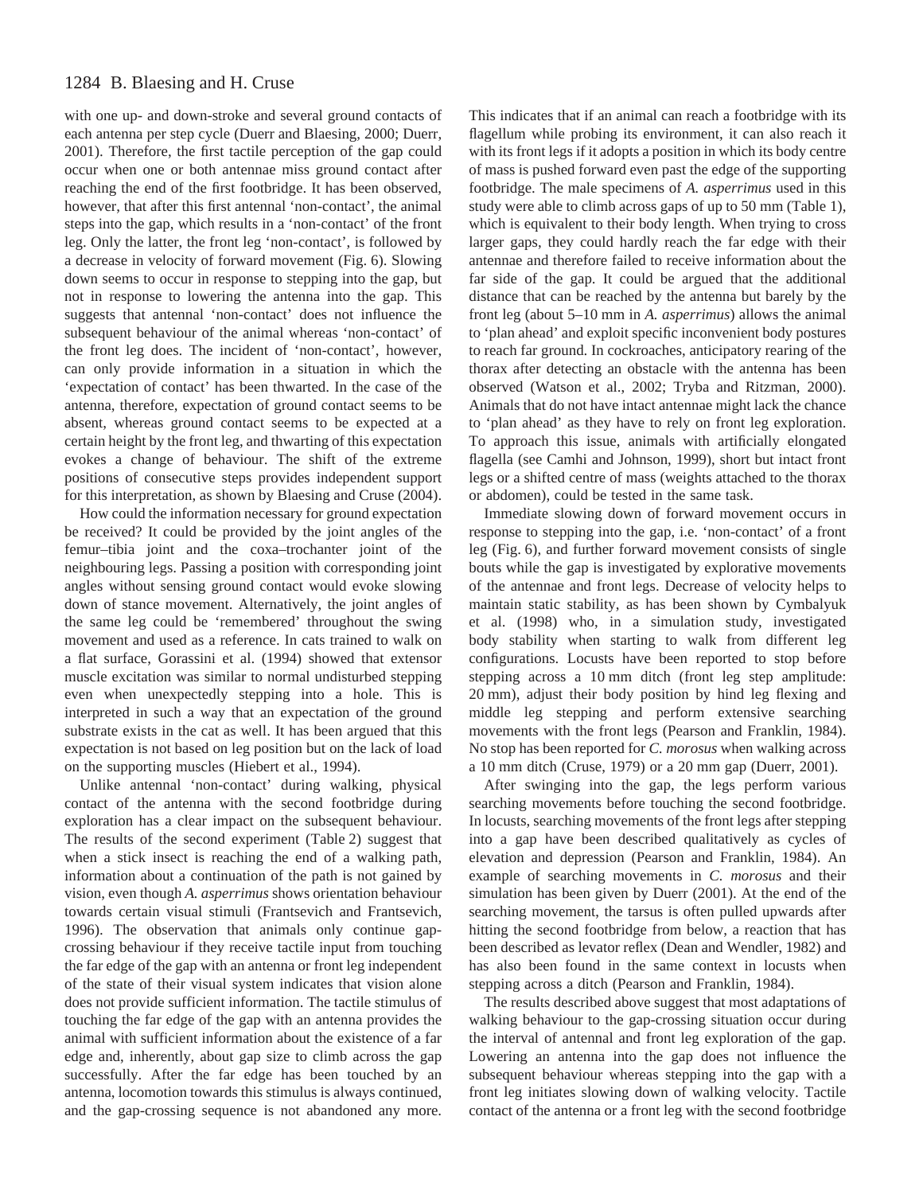with one up- and down-stroke and several ground contacts of each antenna per step cycle (Duerr and Blaesing, 2000; Duerr, 2001). Therefore, the first tactile perception of the gap could occur when one or both antennae miss ground contact after reaching the end of the first footbridge. It has been observed, however, that after this first antennal 'non-contact', the animal steps into the gap, which results in a 'non-contact' of the front leg. Only the latter, the front leg 'non-contact', is followed by a decrease in velocity of forward movement (Fig. 6). Slowing down seems to occur in response to stepping into the gap, but not in response to lowering the antenna into the gap. This suggests that antennal 'non-contact' does not influence the subsequent behaviour of the animal whereas 'non-contact' of the front leg does. The incident of 'non-contact', however, can only provide information in a situation in which the 'expectation of contact' has been thwarted. In the case of the antenna, therefore, expectation of ground contact seems to be absent, whereas ground contact seems to be expected at a certain height by the front leg, and thwarting of this expectation evokes a change of behaviour. The shift of the extreme positions of consecutive steps provides independent support for this interpretation, as shown by Blaesing and Cruse (2004).

How could the information necessary for ground expectation be received? It could be provided by the joint angles of the femur–tibia joint and the coxa–trochanter joint of the neighbouring legs. Passing a position with corresponding joint angles without sensing ground contact would evoke slowing down of stance movement. Alternatively, the joint angles of the same leg could be 'remembered' throughout the swing movement and used as a reference. In cats trained to walk on a flat surface, Gorassini et al. (1994) showed that extensor muscle excitation was similar to normal undisturbed stepping even when unexpectedly stepping into a hole. This is interpreted in such a way that an expectation of the ground substrate exists in the cat as well. It has been argued that this expectation is not based on leg position but on the lack of load on the supporting muscles (Hiebert et al., 1994).

Unlike antennal 'non-contact' during walking, physical contact of the antenna with the second footbridge during exploration has a clear impact on the subsequent behaviour. The results of the second experiment (Table 2) suggest that when a stick insect is reaching the end of a walking path, information about a continuation of the path is not gained by vision, even though *A. asperrimus* shows orientation behaviour towards certain visual stimuli (Frantsevich and Frantsevich, 1996). The observation that animals only continue gap-crossing behaviour if they receive tactile input from touching the far edge of the gap with an antenna or front leg independent of the state of their visual system indicates that vision alone does not provide sufficient information. The tactile stimulus of touching the far edge of the gap with an antenna provides the animal with sufficient information about the existence of a far edge and, inherently, about gap size to climb across the gap successfully. After the far edge has been touched by an antenna, locomotion towards this stimulus is always continued, and the gap-crossing sequence is not abandoned any more. This indicates that if an animal can reach a footbridge with its flagellum while probing its environment, it can also reach it with its front legs if it adopts a position in which its body centre of mass is pushed forward even past the edge of the supporting footbridge. The male specimens of *A. asperrimus* used in this study were able to climb across gaps of up to 50 mm (Table 1), which is equivalent to their body length. When trying to cross larger gaps, they could hardly reach the far edge with their antennae and therefore failed to receive information about the far side of the gap. It could be argued that the additional distance that can be reached by the antenna but barely by the front leg (about 5–10 mm in *A. asperrimus*) allows the animal to 'plan ahead' and exploit specific inconvenient body postures to reach far ground. In cockroaches, anticipatory rearing of the thorax after detecting an obstacle with the antenna has been observed (Watson et al., 2002; Tryba and Ritzman, 2000). Animals that do not have intact antennae might lack the chance to 'plan ahead' as they have to rely on front leg exploration. To approach this issue, animals with artificially elongated flagella (see Camhi and Johnson, 1999), short but intact front legs or a shifted centre of mass (weights attached to the thorax or abdomen), could be tested in the same task.

Immediate slowing down of forward movement occurs in response to stepping into the gap, i.e. 'non-contact' of a front leg (Fig. 6), and further forward movement consists of single bouts while the gap is investigated by explorative movements of the antennae and front legs. Decrease of velocity helps to maintain static stability, as has been shown by Cymbalyuk et al. (1998) who, in a simulation study, investigated body stability when starting to walk from different leg configurations. Locusts have been reported to stop before stepping across a 10 mm ditch (front leg step amplitude: 20 mm), adjust their body position by hind leg flexing and middle leg stepping and perform extensive searching movements with the front legs (Pearson and Franklin, 1984). No stop has been reported for *C. morosus* when walking across a 10 mm ditch (Cruse, 1979) or a 20 mm gap (Duerr, 2001).

After swinging into the gap, the legs perform various searching movements before touching the second footbridge. In locusts, searching movements of the front legs after stepping into a gap have been described qualitatively as cycles of elevation and depression (Pearson and Franklin, 1984). An example of searching movements in *C. morosus* and their simulation has been given by Duerr (2001). At the end of the searching movement, the tarsus is often pulled upwards after hitting the second footbridge from below, a reaction that has been described as levator reflex (Dean and Wendler, 1982) and has also been found in the same context in locusts when stepping across a ditch (Pearson and Franklin, 1984).

The results described above suggest that most adaptations of walking behaviour to the gap-crossing situation occur during the interval of antennal and front leg exploration of the gap. Lowering an antenna into the gap does not influence the subsequent behaviour whereas stepping into the gap with a front leg initiates slowing down of walking velocity. Tactile contact of the antenna or a front leg with the second footbridge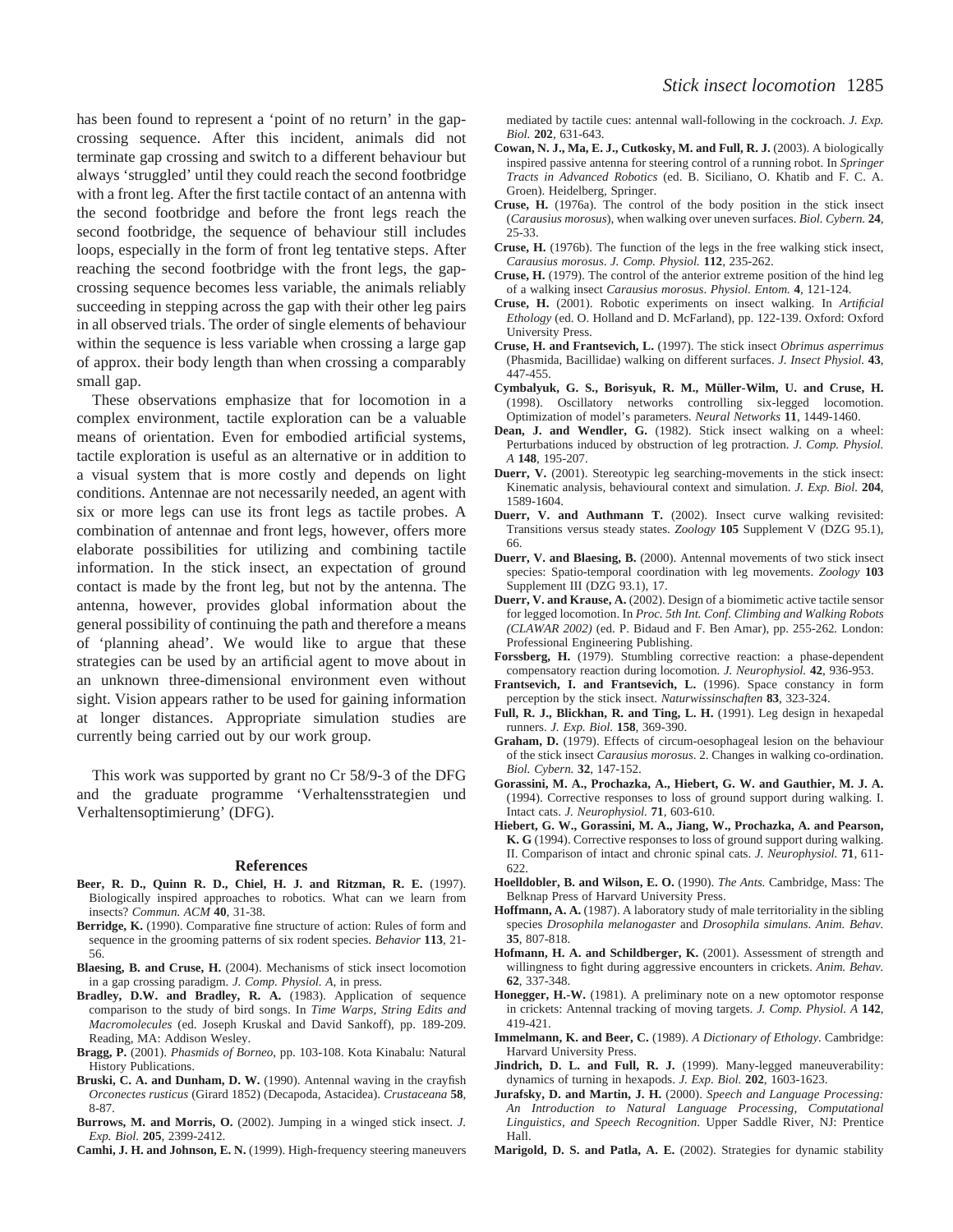has been found to represent a 'point of no return' in the gap-crossing sequence. After this incident, animals did not terminate gap crossing and switch to a different behaviour but always 'struggled' until they could reach the second footbridge with a front leg. After the first tactile contact of an antenna with the second footbridge and before the front legs reach the second footbridge, the sequence of behaviour still includes loops, especially in the form of front leg tentative steps. After reaching the second footbridge with the front legs, the gap-crossing sequence becomes less variable, the animals reliably succeeding in stepping across the gap with their other leg pairs in all observed trials. The order of single elements of behaviour within the sequence is less variable when crossing a large gap of approx. their body length than when crossing a comparably small gap.

These observations emphasize that for locomotion in a complex environment, tactile exploration can be a valuable means of orientation. Even for embodied artificial systems, tactile exploration is useful as an alternative or in addition to a visual system that is more costly and depends on light conditions. Antennae are not necessarily needed, an agent with six or more legs can use its front legs as tactile probes. A combination of antennae and front legs, however, offers more elaborate possibilities for utilizing and combining tactile information. In the stick insect, an expectation of ground contact is made by the front leg, but not by the antenna. The antenna, however, provides global information about the general possibility of continuing the path and therefore a means of 'planning ahead'. We would like to argue that these strategies can be used by an artificial agent to move about in an unknown three-dimensional environment even without sight. Vision appears rather to be used for gaining information at longer distances. Appropriate simulation studies are currently being carried out by our work group.

This work was supported by grant no Cr 58/9-3 of the DFG and the graduate programme 'Verhaltensstrategien und Verhaltensoptimierung' (DFG).

## References

**Beer, R. D., Quinn R. D., Chiel, H. J. and Ritzman, R. E.** (1997). Biologically inspired approaches to robotics. What can we learn from insects? *Commun. ACM* **40**, 31-38.

**Berridge, K.** (1990). Comparative fine structure of action: Rules of form and sequence in the grooming patterns of six rodent species. *Behavior* **113**, 21-56.

**Blaesing, B. and Cruse, H.** (2004). Mechanisms of stick insect locomotion in a gap crossing paradigm. *J. Comp. Physiol. A*, in press.

**Bradley, D.W. and Bradley, R. A.** (1983). Application of sequence comparison to the study of bird songs. In *Time Warps, String Edits and Macromolecules* (ed. Joseph Kruskal and David Sankoff), pp. 189-209. Reading, MA: Addison Wesley.

**Bragg, P.** (2001). *Phasmids of Borneo*, pp. 103-108. Kota Kinabalu: Natural History Publications.

**Bruski, C. A. and Dunham, D. W.** (1990). Antennal waving in the crayfish *Orconectes rusticus* (Girard 1852) (Decapoda, Astacidea). *Crustaceana* **58**, 8-87.

**Burrows, M. and Morris, O.** (2002). Jumping in a winged stick insect. *J. Exp. Biol.* **205**, 2399-2412.

**Camhi, J. H. and Johnson, E. N.** (1999). High-frequency steering maneuvers mediated by tactile cues: antennal wall-following in the cockroach. *J. Exp. Biol.* **202**, 631-643.

**Cowan, N. J., Ma, E. J., Cutkosky, M. and Full, R. J.** (2003). A biologically inspired passive antenna for steering control of a running robot. In *Springer Tracts in Advanced Robotics* (ed. B. Siciliano, O. Khatib and F. C. A. Groen). Heidelberg, Springer.

**Cruse, H.** (1976a). The control of the body position in the stick insect (*Carausius morosus*), when walking over uneven surfaces. *Biol. Cybern.* **24**, 25-33.

**Cruse, H.** (1976b). The function of the legs in the free walking stick insect, *Carausius morosus*. *J. Comp. Physiol.* **112**, 235-262.

**Cruse, H.** (1979). The control of the anterior extreme position of the hind leg of a walking insect *Carausius morosus*. *Physiol. Entom.* **4**, 121-124.

**Cruse, H.** (2001). Robotic experiments on insect walking. In *Artificial Ethology* (ed. O. Holland and D. McFarland), pp. 122-139. Oxford: Oxford University Press.

**Cruse, H. and Frantsevich, L.** (1997). The stick insect *Obrimus asperrimus* (Phasmida, Bacillidae) walking on different surfaces. *J. Insect Physiol.* **43**, 447-455.

**Cymbalyuk, G. S., Borisyuk, R. M., Müller-Wilm, U. and Cruse, H.** (1998). Oscillatory networks controlling six-legged locomotion. Optimization of model's parameters. *Neural Networks* **11**, 1449-1460.

**Dean, J. and Wendler, G.** (1982). Stick insect walking on a wheel: Perturbations induced by obstruction of leg protraction. *J. Comp. Physiol. A* **148**, 195-207.

**Duerr, V.** (2001). Stereotypic leg searching-movements in the stick insect: Kinematic analysis, behavioural context and simulation. *J. Exp. Biol.* **204**, 1589-1604.

**Duerr, V. and Authmann T.** (2002). Insect curve walking revisited: Transitions versus steady states. *Zoology* **105** Supplement V (DZG 95.1), 66.

**Duerr, V. and Blaesing, B.** (2000). Antennal movements of two stick insect species: Spatio-temporal coordination with leg movements. *Zoology* **103** Supplement III (DZG 93.1), 17.

**Duerr, V. and Krause, A.** (2002). Design of a biomimetic active tactile sensor for legged locomotion. In *Proc. 5th Int. Conf. Climbing and Walking Robots (CLAWAR 2002)* (ed. P. Bidaud and F. Ben Amar), pp. 255-262. London: Professional Engineering Publishing.

**Forssberg, H.** (1979). Stumbling corrective reaction: a phase-dependent compensatory reaction during locomotion. *J. Neurophysiol.* **42**, 936-953.

**Frantsevich, I. and Frantsevich, L.** (1996). Space constancy in form perception by the stick insect. *Naturwissinschaften* **83**, 323-324.

**Full, R. J., Blickhan, R. and Ting, L. H.** (1991). Leg design in hexapedal runners. *J. Exp. Biol.* **158**, 369-390.

**Graham, D.** (1979). Effects of circum-oesophageal lesion on the behaviour of the stick insect *Carausius morosus*. 2. Changes in walking co-ordination. *Biol. Cybern.* **32**, 147-152.

**Gorassini, M. A., Prochazka, A., Hiebert, G. W. and Gauthier, M. J. A.** (1994). Corrective responses to loss of ground support during walking. I. Intact cats. *J. Neurophysiol.* **71**, 603-610.

**Hiebert, G. W., Gorassini, M. A., Jiang, W., Prochazka, A. and Pearson, K. G** (1994). Corrective responses to loss of ground support during walking. II. Comparison of intact and chronic spinal cats. *J. Neurophysiol.* **71**, 611-622.

**Hoelldobler, B. and Wilson, E. O.** (1990). *The Ants.* Cambridge, Mass: The Belknap Press of Harvard University Press.

**Hoffmann, A. A.** (1987). A laboratory study of male territoriality in the sibling species *Drosophila melanogaster* and *Drosophila simulans*. *Anim. Behav.* **35**, 807-818.

**Hofmann, H. A. and Schildberger, K.** (2001). Assessment of strength and willingness to fight during aggressive encounters in crickets. *Anim. Behav.* **62**, 337-348.

**Honegger, H.-W.** (1981). A preliminary note on a new optomotor response in crickets: Antennal tracking of moving targets. *J. Comp. Physiol. A* **142**, 419-421.

**Immelmann, K. and Beer, C.** (1989). *A Dictionary of Ethology.* Cambridge: Harvard University Press.

**Jindrich, D. L. and Full, R. J.** (1999). Many-legged maneuverability: dynamics of turning in hexapods. *J. Exp. Biol.* **202**, 1603-1623.

**Jurafsky, D. and Martin, J. H.** (2000). *Speech and Language Processing: An Introduction to Natural Language Processing, Computational Linguistics, and Speech Recognition.* Upper Saddle River, NJ: Prentice Hall.

**Marigold, D. S. and Patla, A. E.** (2002). Strategies for dynamic stability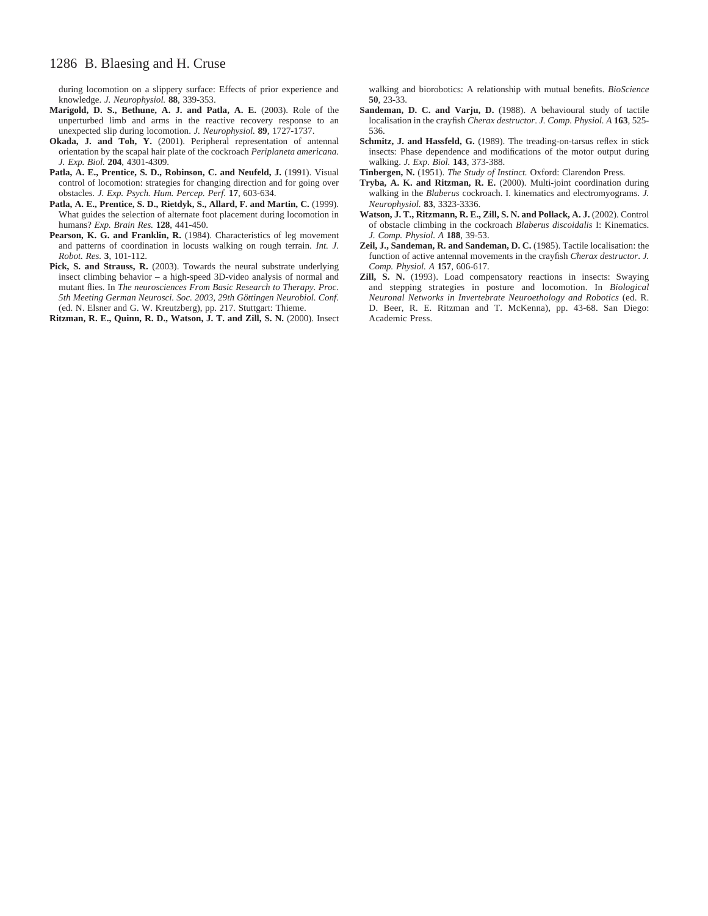during locomotion on a slippery surface: Effects of prior experience and knowledge. *J. Neurophysiol.* **88**, 339-353.

**Marigold, D. S., Bethune, A. J. and Patla, A. E.** (2003). Role of the unperturbed limb and arms in the reactive recovery response to an unexpected slip during locomotion. *J. Neurophysiol.* **89**, 1727-1737.

**Okada, J. and Toh, Y.** (2001). Peripheral representation of antennal orientation by the scapal hair plate of the cockroach *Periplaneta americana. J. Exp. Biol.* **204**, 4301-4309.

**Patla, A. E., Prentice, S. D., Robinson, C. and Neufeld, J.** (1991). Visual control of locomotion: strategies for changing direction and for going over obstacles*. J. Exp. Psych. Hum. Percep. Perf.* **17**, 603-634.

**Patla, A. E., Prentice, S. D., Rietdyk, S., Allard, F. and Martin, C.** (1999). What guides the selection of alternate foot placement during locomotion in humans? *Exp. Brain Res.* **128**, 441-450.

**Pearson, K. G. and Franklin, R.** (1984). Characteristics of leg movement and patterns of coordination in locusts walking on rough terrain. *Int. J. Robot. Res.* **3**, 101-112.

**Pick, S. and Strauss, R.** (2003). Towards the neural substrate underlying insect climbing behavior – a high-speed 3D-video analysis of normal and mutant flies. In *The neurosciences From Basic Research to Therapy. Proc. 5th Meeting German Neurosci. Soc. 2003, 29th Göttingen Neurobiol. Conf.* (ed. N. Elsner and G. W. Kreutzberg), pp. 217. Stuttgart: Thieme.

**Ritzman, R. E., Quinn, R. D., Watson, J. T. and Zill, S. N.** (2000). Insect walking and biorobotics: A relationship with mutual benefits. *BioScience* **50**, 23-33.

**Sandeman, D. C. and Varju, D.** (1988). A behavioural study of tactile localisation in the crayfish *Cherax destructor*. *J. Comp. Physiol. A* **163**, 525-536.

**Schmitz, J. and Hassfeld, G.** (1989). The treading-on-tarsus reflex in stick insects: Phase dependence and modifications of the motor output during walking. *J. Exp. Biol.* **143**, 373-388.

**Tinbergen, N.** (1951). *The Study of Instinct.* Oxford: Clarendon Press.

**Tryba, A. K. and Ritzman, R. E.** (2000). Multi-joint coordination during walking in the *Blaberus* cockroach. I. kinematics and electromyograms. *J. Neurophysiol.* **83**, 3323-3336.

**Watson, J. T., Ritzmann, R. E., Zill, S. N. and Pollack, A. J.** (2002). Control of obstacle climbing in the cockroach *Blaberus discoidalis* I: Kinematics. *J. Comp. Physiol. A* **188**, 39-53.

**Zeil, J., Sandeman, R. and Sandeman, D. C.** (1985). Tactile localisation: the function of active antennal movements in the crayfish *Cherax destructor*. *J. Comp. Physiol. A* **157**, 606-617.

**Zill, S. N.** (1993). Load compensatory reactions in insects: Swaying and stepping strategies in posture and locomotion. In *Biological Neuronal Networks in Invertebrate Neuroethology and Robotics* (ed. R. D. Beer, R. E. Ritzman and T. McKenna), pp. 43-68. San Diego: Academic Press.